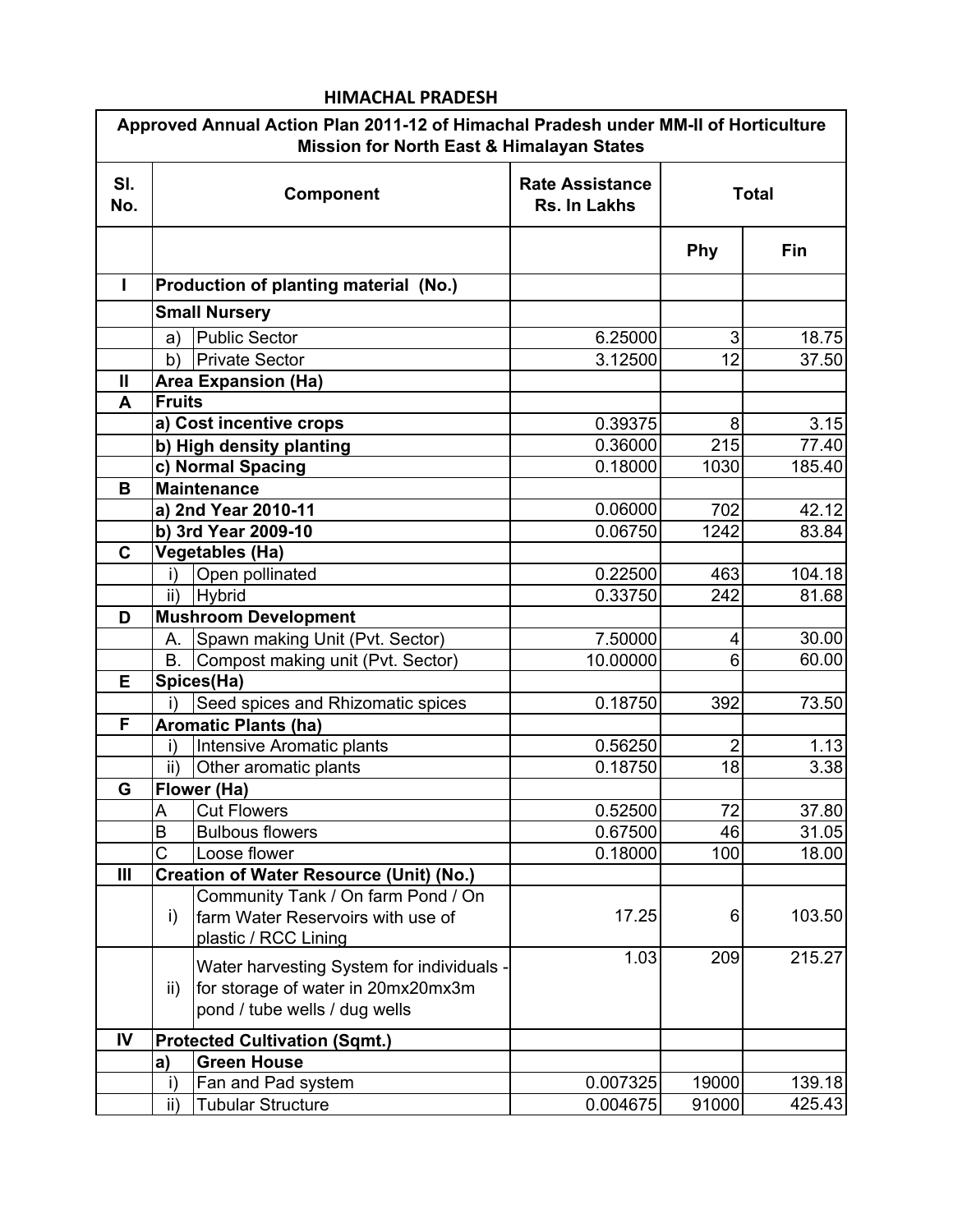# HIMACHAL PRADESH

| Approved Annual Action Plan 2011-12 of Himachal Pradesh under MM-II of Horticulture Mission for North East & Himalayan States | | | | | |
|---|---|---|---|---|---|
| **Sl. No.** | **Component** | | **Rate Assistance Rs. In Lakhs** | **Total** | |
| | | | | **Phy** | **Fin** |
| **I** | **Production of planting material (No.)** | | | | |
| | **Small Nursery** | | | | |
| | a) | Public Sector | 6.25000 | 3 | 18.75 |
| | b) | Private Sector | 3.12500 | 12 | 37.50 |
| **II** | **Area Expansion (Ha)** | | | | |
| **A** | **Fruits** | | | | |
| | **a) Cost incentive crops** | | 0.39375 | 8 | 3.15 |
| | **b) High density planting** | | 0.36000 | 215 | 77.40 |
| | **c) Normal Spacing** | | 0.18000 | 1030 | 185.40 |
| **B** | **Maintenance** | | | | |
| | **a) 2nd Year 2010-11** | | 0.06000 | 702 | 42.12 |
| | **b) 3rd Year 2009-10** | | 0.06750 | 1242 | 83.84 |
| **C** | **Vegetables (Ha)** | | | | |
| | i) | Open pollinated | 0.22500 | 463 | 104.18 |
| | ii) | Hybrid | 0.33750 | 242 | 81.68 |
| **D** | **Mushroom Development** | | | | |
| | A. | Spawn making Unit (Pvt. Sector) | 7.50000 | 4 | 30.00 |
| | B. | Compost making unit (Pvt. Sector) | 10.00000 | 6 | 60.00 |
| **E** | **Spices(Ha)** | | | | |
| | i) | Seed spices and Rhizomatic spices | 0.18750 | 392 | 73.50 |
| **F** | **Aromatic Plants (ha)** | | | | |
| | i) | Intensive Aromatic plants | 0.56250 | 2 | 1.13 |
| | ii) | Other aromatic plants | 0.18750 | 18 | 3.38 |
| **G** | **Flower (Ha)** | | | | |
| | A | Cut Flowers | 0.52500 | 72 | 37.80 |
| | B | Bulbous flowers | 0.67500 | 46 | 31.05 |
| | C | Loose flower | 0.18000 | 100 | 18.00 |
| **III** | **Creation of Water Resource (Unit) (No.)** | | | | |
| | i) | Community Tank / On farm Pond / On farm Water Reservoirs with use of plastic / RCC Lining | 17.25 | 6 | 103.50 |
| | ii) | Water harvesting System for individuals - for storage of water in 20mx20mx3m pond / tube wells / dug wells | 1.03 | 209 | 215.27 |
| **IV** | **Protected Cultivation (Sqmt.)** | | | | |
| | **a)** | **Green House** | | | |
| | i) | Fan and Pad system | 0.007325 | 19000 | 139.18 |
| | ii) | Tubular Structure | 0.004675 | 91000 | 425.43 |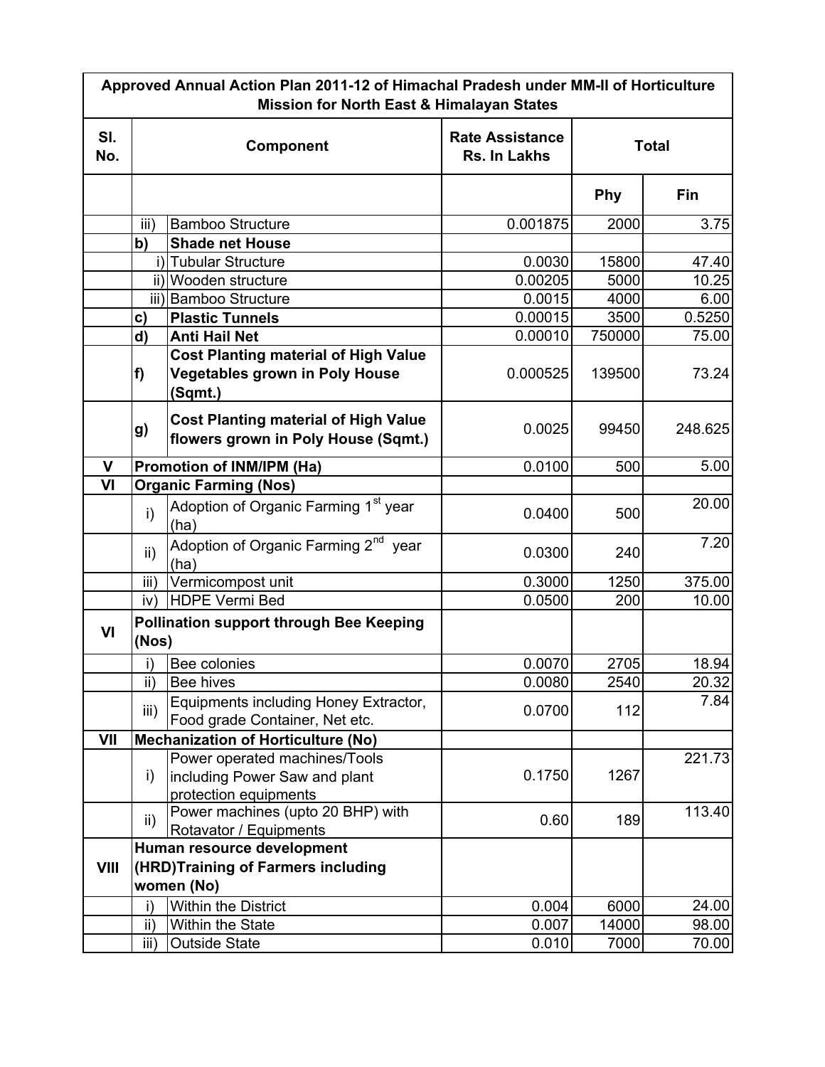| Sl. No. | | Component | Rate Assistance Rs. In Lakhs | Total | |
|---|---|---|---|---|---|
| | | | | Phy | Fin |
| | iii) | Bamboo Structure | 0.001875 | 2000 | 3.75 |
| | **b)** | **Shade net House** | | | |
| | i) | Tubular Structure | 0.0030 | 15800 | 47.40 |
| | ii) | Wooden structure | 0.00205 | 5000 | 10.25 |
| | iii) | Bamboo Structure | 0.0015 | 4000 | 6.00 |
| | **c)** | **Plastic Tunnels** | 0.00015 | 3500 | 0.5250 |
| | **d)** | **Anti Hail Net** | 0.00010 | 750000 | 75.00 |
| | **f)** | **Cost Planting material of High Value Vegetables grown in Poly House (Sqmt.)** | 0.000525 | 139500 | 73.24 |
| | **g)** | **Cost Planting material of High Value flowers grown in Poly House (Sqmt.)** | 0.0025 | 99450 | 248.625 |
| **V** | **Promotion of INM/IPM (Ha)** | | 0.0100 | 500 | 5.00 |
| **VI** | **Organic Farming (Nos)** | | | | |
| | i) | Adoption of Organic Farming 1st year (ha) | 0.0400 | 500 | 20.00 |
| | ii) | Adoption of Organic Farming 2nd year (ha) | 0.0300 | 240 | 7.20 |
| | iii) | Vermicompost unit | 0.3000 | 1250 | 375.00 |
| | iv) | HDPE Vermi Bed | 0.0500 | 200 | 10.00 |
| **VI** | **Pollination support through Bee Keeping (Nos)** | | | | |
| | i) | Bee colonies | 0.0070 | 2705 | 18.94 |
| | ii) | Bee hives | 0.0080 | 2540 | 20.32 |
| | iii) | Equipments including Honey Extractor, Food grade Container, Net etc. | 0.0700 | 112 | 7.84 |
| **VII** | **Mechanization of Horticulture (No)** | | | | |
| | i) | Power operated machines/Tools including Power Saw and plant protection equipments | 0.1750 | 1267 | 221.73 |
| | ii) | Power machines (upto 20 BHP) with Rotavator / Equipments | 0.60 | 189 | 113.40 |
| **VIII** | **Human resource development (HRD)Training of Farmers including women (No)** | | | | |
| | i) | Within the District | 0.004 | 6000 | 24.00 |
| | ii) | Within the State | 0.007 | 14000 | 98.00 |
| | iii) | Outside State | 0.010 | 7000 | 70.00 |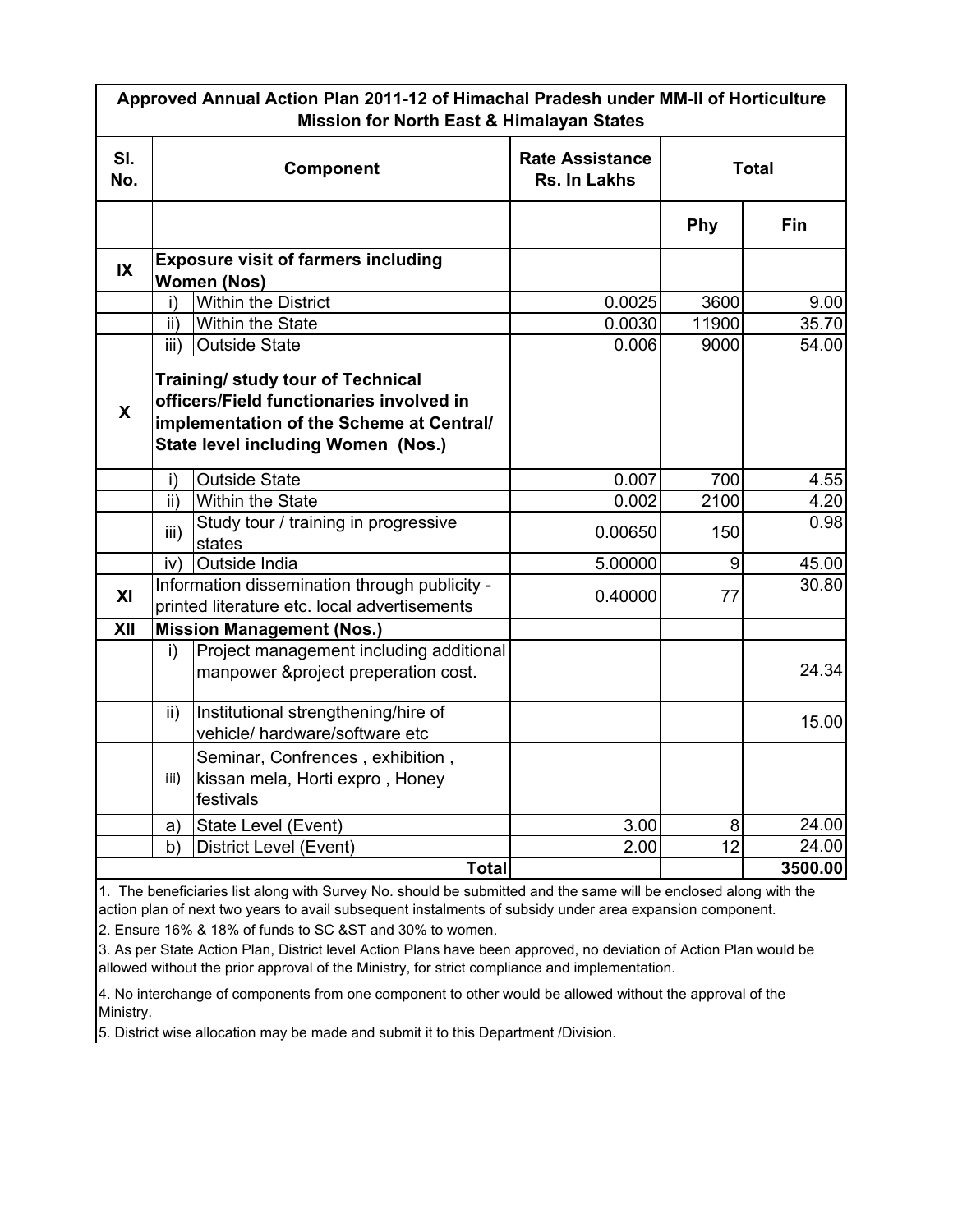| Sl. No. | | Component | Rate Assistance Rs. In Lakhs | Total | |
|---|---|---|---|---|---|
| | | | | Phy | Fin |
| **Approved Annual Action Plan 2011-12 of Himachal Pradesh under MM-II of Horticulture Mission for North East & Himalayan States** | | | | | |
| **IX** | **Exposure visit of farmers including Women (Nos)** | | | | |
| | i) | Within the District | 0.0025 | 3600 | 9.00 |
| | ii) | Within the State | 0.0030 | 11900 | 35.70 |
| | iii) | Outside State | 0.006 | 9000 | 54.00 |
| **X** | **Training/ study tour of Technical officers/Field functionaries involved in implementation of the Scheme at Central/ State level including Women (Nos.)** | | | | |
| | i) | Outside State | 0.007 | 700 | 4.55 |
| | ii) | Within the State | 0.002 | 2100 | 4.20 |
| | iii) | Study tour / training in progressive states | 0.00650 | 150 | 0.98 |
| | iv) | Outside India | 5.00000 | 9 | 45.00 |
| **XI** | Information dissemination through publicity - printed literature etc. local advertisements | | 0.40000 | 77 | 30.80 |
| **XII** | **Mission Management (Nos.)** | | | | |
| | i) | Project management including additional manpower &project preperation cost. | | | 24.34 |
| | ii) | Institutional strengthening/hire of vehicle/ hardware/software etc | | | 15.00 |
| | iii) | Seminar, Confrences , exhibition , kissan mela, Horti expro , Honey festivals | | | |
| | a) | State Level (Event) | 3.00 | 8 | 24.00 |
| | b) | District Level (Event) | 2.00 | 12 | 24.00 |
| | | **Total** | | | **3500.00** |

1. The beneficiaries list along with Survey No. should be submitted and the same will be enclosed along with the action plan of next two years to avail subsequent instalments of subsidy under area expansion component.

2. Ensure 16% & 18% of funds to SC &ST and 30% to women.

3. As per State Action Plan, District level Action Plans have been approved, no deviation of Action Plan would be allowed without the prior approval of the Ministry, for strict compliance and implementation.

4. No interchange of components from one component to other would be allowed without the approval of the Ministry.

5. District wise allocation may be made and submit it to this Department /Division.